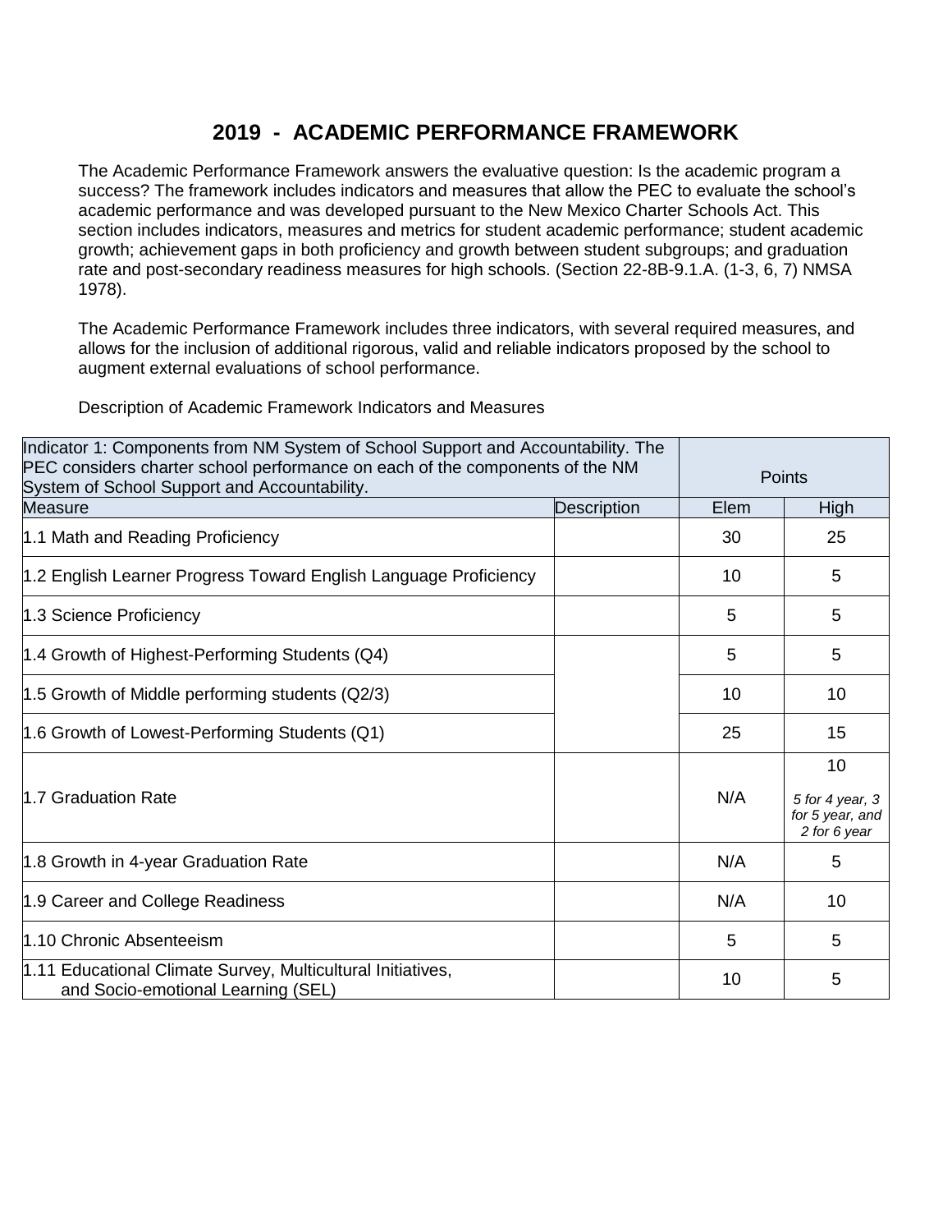# 2019 - ACADEMIC PERFORMANCE FRAMEWORK

The Academic Performance Framework answers the evaluative question: Is the academic program a success? The framework includes indicators and measures that allow the PEC to evaluate the school's academic performance and was developed pursuant to the New Mexico Charter Schools Act. This section includes indicators, measures and metrics for student academic performance; student academic growth; achievement gaps in both proficiency and growth between student subgroups; and graduation rate and post-secondary readiness measures for high schools. (Section 22-8B-9.1.A. (1-3, 6, 7) NMSA 1978).

The Academic Performance Framework includes three indicators, with several required measures, and allows for the inclusion of additional rigorous, valid and reliable indicators proposed by the school to augment external evaluations of school performance.

Description of Academic Framework Indicators and Measures

| Indicator 1: Components from NM System of School Support and Accountability. The PEC considers charter school performance on each of the components of the NM System of School Support and Accountability. | | Points | |
|---|---|---|---|
| Measure | Description | Elem | High |
| 1.1 Math and Reading Proficiency | | 30 | 25 |
| 1.2 English Learner Progress Toward English Language Proficiency | | 10 | 5 |
| 1.3 Science Proficiency | | 5 | 5 |
| 1.4 Growth of Highest-Performing Students (Q4) | | 5 | 5 |
| 1.5 Growth of Middle performing students (Q2/3) | | 10 | 10 |
| 1.6 Growth of Lowest-Performing Students (Q1) | | 25 | 15 |
| 1.7 Graduation Rate | | N/A | 10<br>*5 for 4 year, 3 for 5 year, and 2 for 6 year* |
| 1.8 Growth in 4-year Graduation Rate | | N/A | 5 |
| 1.9 Career and College Readiness | | N/A | 10 |
| 1.10 Chronic Absenteeism | | 5 | 5 |
| 1.11 Educational Climate Survey, Multicultural Initiatives, and Socio-emotional Learning (SEL) | | 10 | 5 |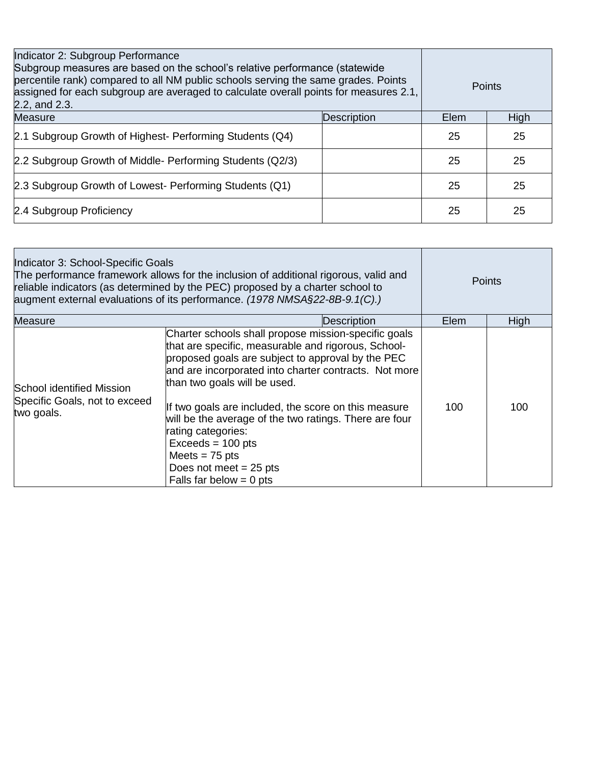| Indicator 2: Subgroup Performance<br>Subgroup measures are based on the school's relative performance (statewide percentile rank) compared to all NM public schools serving the same grades. Points assigned for each subgroup are averaged to calculate overall points for measures 2.1, 2.2, and 2.3. | | Points | |
|---|---|---|---|
| Measure | Description | Elem | High |
| 2.1 Subgroup Growth of Highest- Performing Students (Q4) | | 25 | 25 |
| 2.2 Subgroup Growth of Middle- Performing Students (Q2/3) | | 25 | 25 |
| 2.3 Subgroup Growth of Lowest- Performing Students (Q1) | | 25 | 25 |
| 2.4 Subgroup Proficiency | | 25 | 25 |

| Indicator 3: School-Specific Goals<br>The performance framework allows for the inclusion of additional rigorous, valid and reliable indicators (as determined by the PEC) proposed by a charter school to augment external evaluations of its performance. *(1978 NMSA§22-8B-9.1(C).)* | | Points | |
|---|---|---|---|
| Measure | Description | Elem | High |
| School identified Mission Specific Goals, not to exceed two goals. | Charter schools shall propose mission-specific goals that are specific, measurable and rigorous, School-proposed goals are subject to approval by the PEC and are incorporated into charter contracts. Not more than two goals will be used.<br><br>If two goals are included, the score on this measure will be the average of the two ratings. There are four rating categories:<br>Exceeds = 100 pts<br>Meets = 75 pts<br>Does not meet = 25 pts<br>Falls far below = 0 pts | 100 | 100 |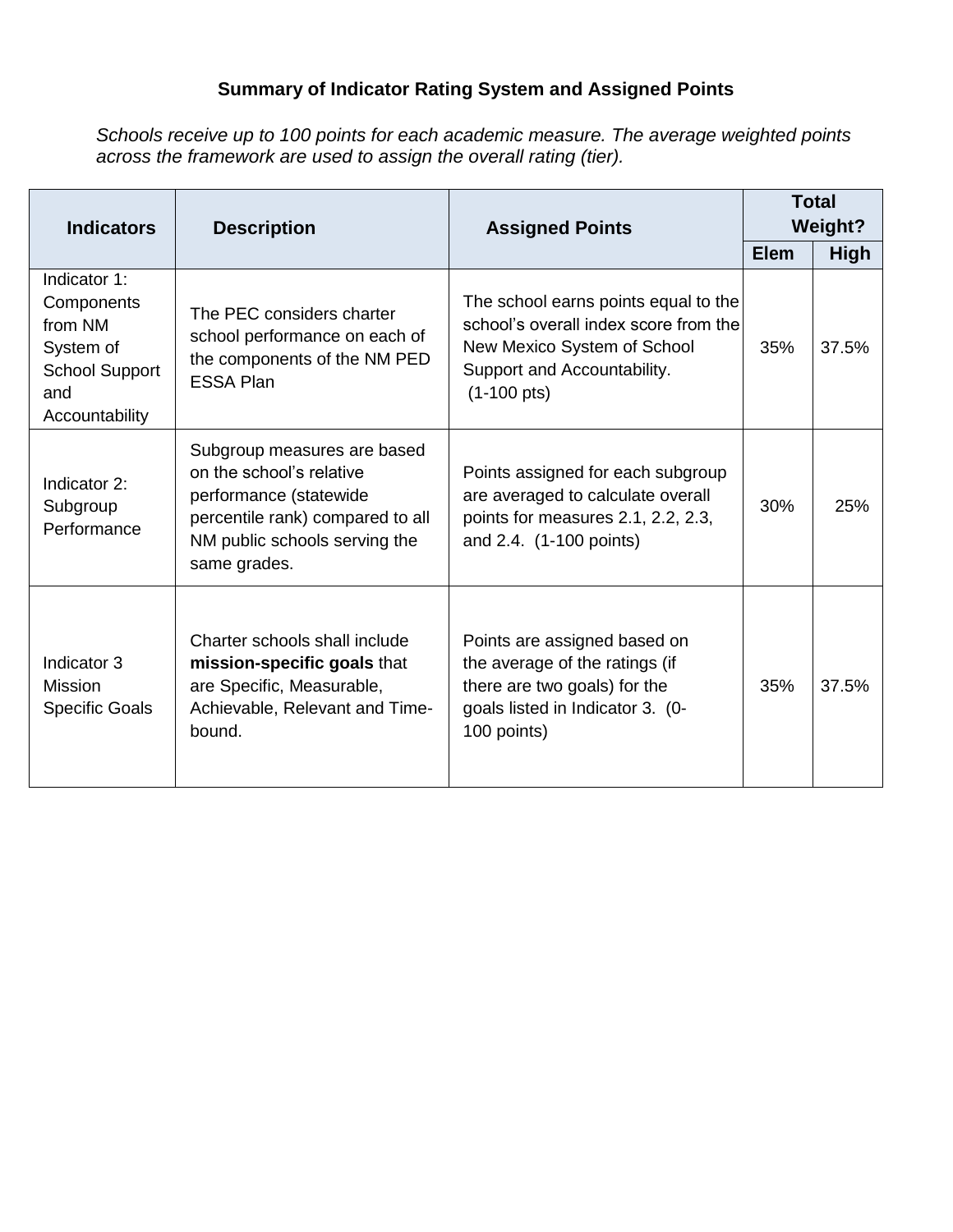## Summary of Indicator Rating System and Assigned Points

*Schools receive up to 100 points for each academic measure. The average weighted points across the framework are used to assign the overall rating (tier).*

| Indicators | Description | Assigned Points | Total Weight? | |
|---|---|---|---|---|
| | | | Elem | High |
| Indicator 1: Components from NM System of School Support and Accountability | The PEC considers charter school performance on each of the components of the NM PED ESSA Plan | The school earns points equal to the school's overall index score from the New Mexico System of School Support and Accountability. (1-100 pts) | 35% | 37.5% |
| Indicator 2: Subgroup Performance | Subgroup measures are based on the school's relative performance (statewide percentile rank) compared to all NM public schools serving the same grades. | Points assigned for each subgroup are averaged to calculate overall points for measures 2.1, 2.2, 2.3, and 2.4. (1-100 points) | 30% | 25% |
| Indicator 3 Mission Specific Goals | Charter schools shall include **mission-specific goals** that are Specific, Measurable, Achievable, Relevant and Time-bound. | Points are assigned based on the average of the ratings (if there are two goals) for the goals listed in Indicator 3. (0-100 points) | 35% | 37.5% |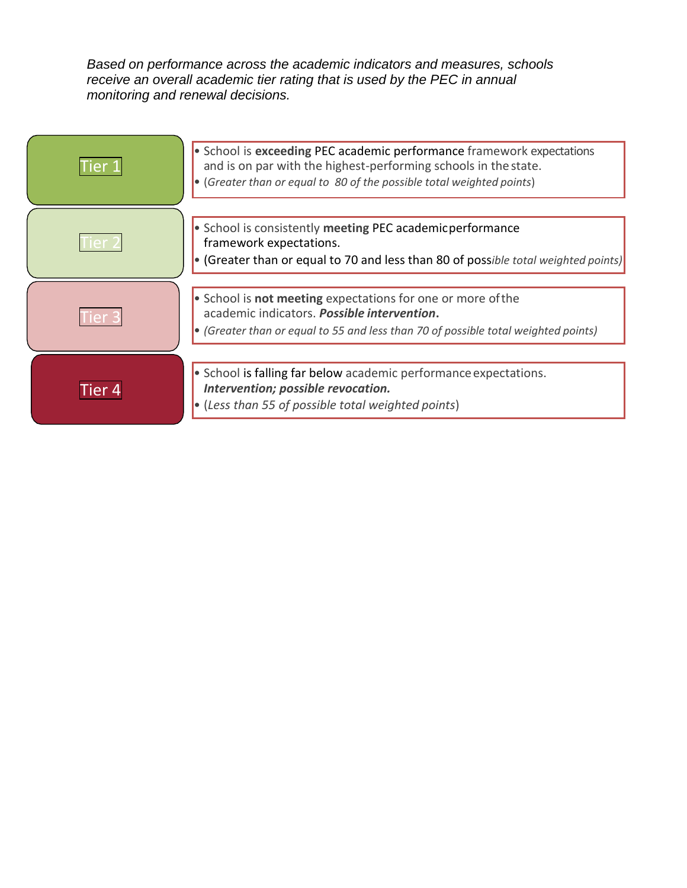*Based on performance across the academic indicators and measures, schools receive an overall academic tier rating that is used by the PEC in annual monitoring and renewal decisions.*

**Tier 1**

- School is **exceeding** PEC academic performance framework expectations and is on par with the highest-performing schools in the state.
- (*Greater than or equal to 80 of the possible total weighted points*)

**Tier 2**

- School is consistently **meeting** PEC academic performance framework expectations.
- (Greater than or equal to 70 and less than 80 of poss*ible total weighted points)*

**Tier 3**

- School is **not meeting** expectations for one or more of the academic indicators. ***Possible intervention*.**
- *(Greater than or equal to 55 and less than 70 of possible total weighted points)*

**Tier 4**

- School is falling far below academic performance expectations. ***Intervention; possible revocation.***
- (*Less than 55 of possible total weighted points*)